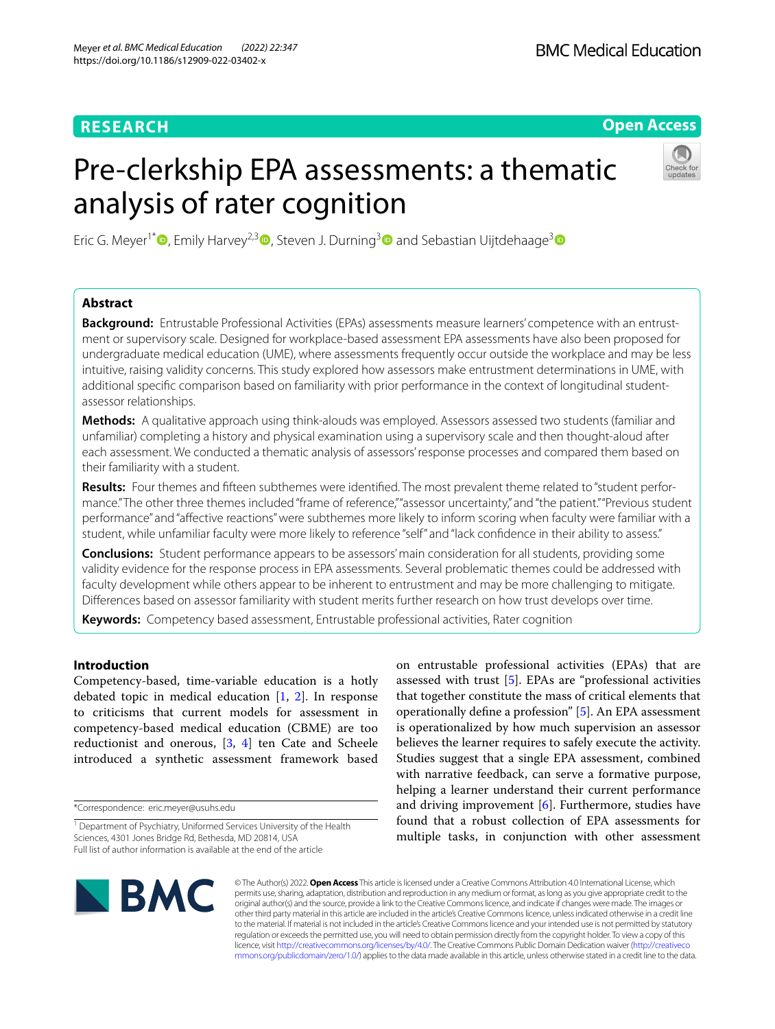RESEARCH

Open Access

# Pre-clerkship EPA assessments: a thematic analysis of rater cognition

Eric G. Meyer[1*], Emily Harvey[2,3], Steven J. Durning[3] and Sebastian Uijtdehaage[3]

## Abstract

**Background:** Entrustable Professional Activities (EPAs) assessments measure learners' competence with an entrustment or supervisory scale. Designed for workplace-based assessment EPA assessments have also been proposed for undergraduate medical education (UME), where assessments frequently occur outside the workplace and may be less intuitive, raising validity concerns. This study explored how assessors make entrustment determinations in UME, with additional specific comparison based on familiarity with prior performance in the context of longitudinal student-assessor relationships.

**Methods:** A qualitative approach using think-alouds was employed. Assessors assessed two students (familiar and unfamiliar) completing a history and physical examination using a supervisory scale and then thought-aloud after each assessment. We conducted a thematic analysis of assessors' response processes and compared them based on their familiarity with a student.

**Results:** Four themes and fifteen subthemes were identified. The most prevalent theme related to "student performance." The other three themes included "frame of reference," "assessor uncertainty," and "the patient." "Previous student performance" and "affective reactions" were subthemes more likely to inform scoring when faculty were familiar with a student, while unfamiliar faculty were more likely to reference "self" and "lack confidence in their ability to assess."

**Conclusions:** Student performance appears to be assessors' main consideration for all students, providing some validity evidence for the response process in EPA assessments. Several problematic themes could be addressed with faculty development while others appear to be inherent to entrustment and may be more challenging to mitigate. Differences based on assessor familiarity with student merits further research on how trust develops over time.

**Keywords:** Competency based assessment, Entrustable professional activities, Rater cognition

## Introduction

Competency-based, time-variable education is a hotly debated topic in medical education [1, 2]. In response to criticisms that current models for assessment in competency-based medical education (CBME) are too reductionist and onerous, [3, 4] ten Cate and Scheele introduced a synthetic assessment framework based on entrustable professional activities (EPAs) that are assessed with trust [5]. EPAs are "professional activities that together constitute the mass of critical elements that operationally define a profession" [5]. An EPA assessment is operationalized by how much supervision an assessor believes the learner requires to safely execute the activity. Studies suggest that a single EPA assessment, combined with narrative feedback, can serve a formative purpose, helping a learner understand their current performance and driving improvement [6]. Furthermore, studies have found that a robust collection of EPA assessments for multiple tasks, in conjunction with other assessment

*Correspondence: eric.meyer@usuhs.edu

[1] Department of Psychiatry, Uniformed Services University of the Health Sciences, 4301 Jones Bridge Rd, Bethesda, MD 20814, USA
Full list of author information is available at the end of the article

© The Author(s) 2022. **Open Access** This article is licensed under a Creative Commons Attribution 4.0 International License, which permits use, sharing, adaptation, distribution and reproduction in any medium or format, as long as you give appropriate credit to the original author(s) and the source, provide a link to the Creative Commons licence, and indicate if changes were made. The images or other third party material in this article are included in the article's Creative Commons licence, unless indicated otherwise in a credit line to the material. If material is not included in the article's Creative Commons licence and your intended use is not permitted by statutory regulation or exceeds the permitted use, you will need to obtain permission directly from the copyright holder. To view a copy of this licence, visit http://creativecommons.org/licenses/by/4.0/. The Creative Commons Public Domain Dedication waiver (http://creativecommons.org/publicdomain/zero/1.0/) applies to the data made available in this article, unless otherwise stated in a credit line to the data.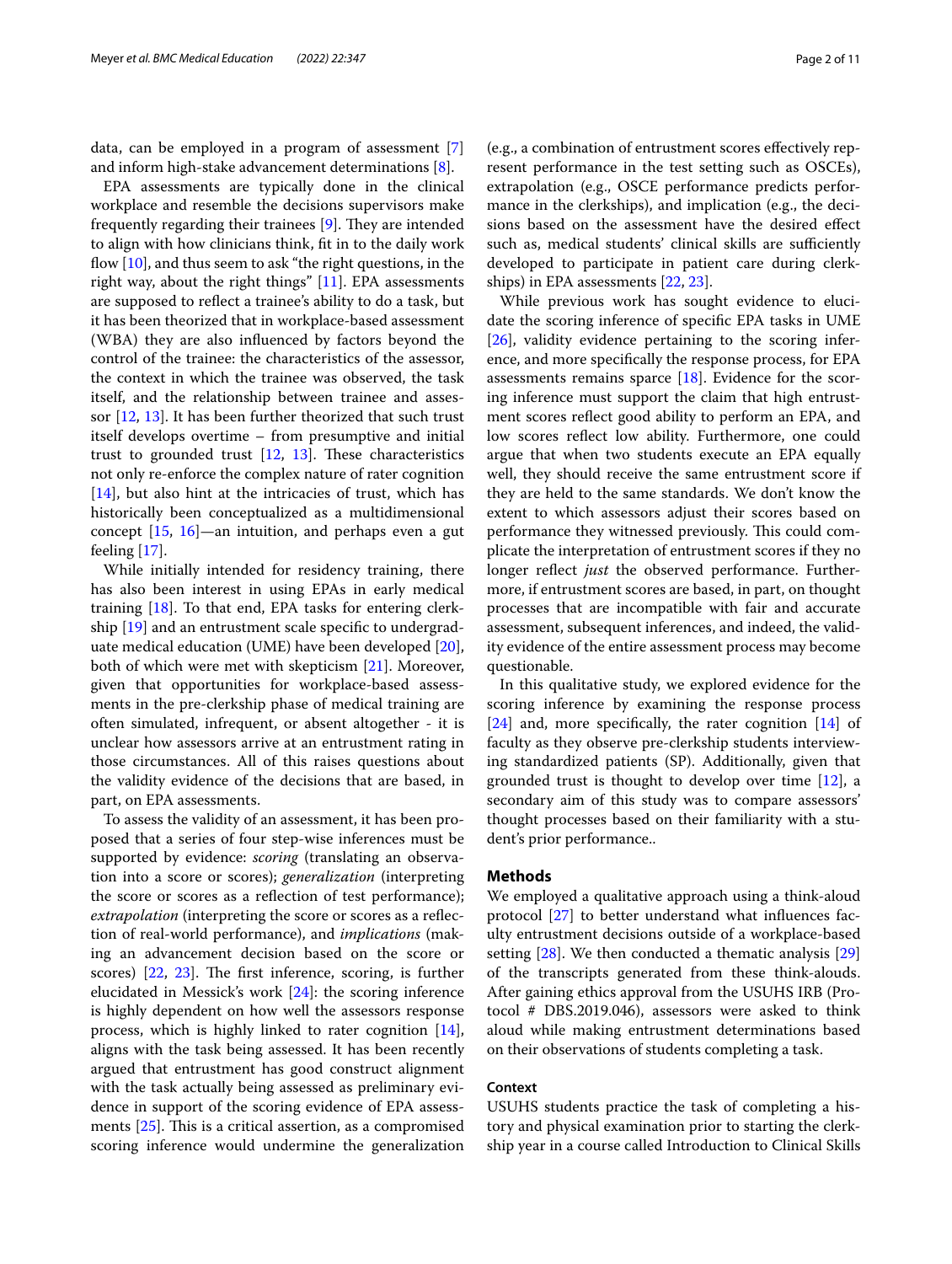data, can be employed in a program of assessment [7] and inform high-stake advancement determinations [8].

EPA assessments are typically done in the clinical workplace and resemble the decisions supervisors make frequently regarding their trainees [9]. They are intended to align with how clinicians think, fit in to the daily work flow [10], and thus seem to ask "the right questions, in the right way, about the right things" [11]. EPA assessments are supposed to reflect a trainee's ability to do a task, but it has been theorized that in workplace-based assessment (WBA) they are also influenced by factors beyond the control of the trainee: the characteristics of the assessor, the context in which the trainee was observed, the task itself, and the relationship between trainee and assessor [12, 13]. It has been further theorized that such trust itself develops overtime – from presumptive and initial trust to grounded trust [12, 13]. These characteristics not only re-enforce the complex nature of rater cognition [14], but also hint at the intricacies of trust, which has historically been conceptualized as a multidimensional concept [15, 16]—an intuition, and perhaps even a gut feeling [17].

While initially intended for residency training, there has also been interest in using EPAs in early medical training [18]. To that end, EPA tasks for entering clerkship [19] and an entrustment scale specific to undergraduate medical education (UME) have been developed [20], both of which were met with skepticism [21]. Moreover, given that opportunities for workplace-based assessments in the pre-clerkship phase of medical training are often simulated, infrequent, or absent altogether - it is unclear how assessors arrive at an entrustment rating in those circumstances. All of this raises questions about the validity evidence of the decisions that are based, in part, on EPA assessments.

To assess the validity of an assessment, it has been proposed that a series of four step-wise inferences must be supported by evidence: *scoring* (translating an observation into a score or scores); *generalization* (interpreting the score or scores as a reflection of test performance); *extrapolation* (interpreting the score or scores as a reflection of real-world performance), and *implications* (making an advancement decision based on the score or scores) [22, 23]. The first inference, scoring, is further elucidated in Messick's work [24]: the scoring inference is highly dependent on how well the assessors response process, which is highly linked to rater cognition [14], aligns with the task being assessed. It has been recently argued that entrustment has good construct alignment with the task actually being assessed as preliminary evidence in support of the scoring evidence of EPA assessments [25]. This is a critical assertion, as a compromised scoring inference would undermine the generalization (e.g., a combination of entrustment scores effectively represent performance in the test setting such as OSCEs), extrapolation (e.g., OSCE performance predicts performance in the clerkships), and implication (e.g., the decisions based on the assessment have the desired effect such as, medical students' clinical skills are sufficiently developed to participate in patient care during clerkships) in EPA assessments [22, 23].

While previous work has sought evidence to elucidate the scoring inference of specific EPA tasks in UME [26], validity evidence pertaining to the scoring inference, and more specifically the response process, for EPA assessments remains sparce [18]. Evidence for the scoring inference must support the claim that high entrustment scores reflect good ability to perform an EPA, and low scores reflect low ability. Furthermore, one could argue that when two students execute an EPA equally well, they should receive the same entrustment score if they are held to the same standards. We don't know the extent to which assessors adjust their scores based on performance they witnessed previously. This could complicate the interpretation of entrustment scores if they no longer reflect *just* the observed performance. Furthermore, if entrustment scores are based, in part, on thought processes that are incompatible with fair and accurate assessment, subsequent inferences, and indeed, the validity evidence of the entire assessment process may become questionable.

In this qualitative study, we explored evidence for the scoring inference by examining the response process [24] and, more specifically, the rater cognition [14] of faculty as they observe pre-clerkship students interviewing standardized patients (SP). Additionally, given that grounded trust is thought to develop over time [12], a secondary aim of this study was to compare assessors' thought processes based on their familiarity with a student's prior performance..

## Methods

We employed a qualitative approach using a think-aloud protocol [27] to better understand what influences faculty entrustment decisions outside of a workplace-based setting [28]. We then conducted a thematic analysis [29] of the transcripts generated from these think-alouds. After gaining ethics approval from the USUHS IRB (Protocol # DBS.2019.046), assessors were asked to think aloud while making entrustment determinations based on their observations of students completing a task.

### Context

USUHS students practice the task of completing a history and physical examination prior to starting the clerkship year in a course called Introduction to Clinical Skills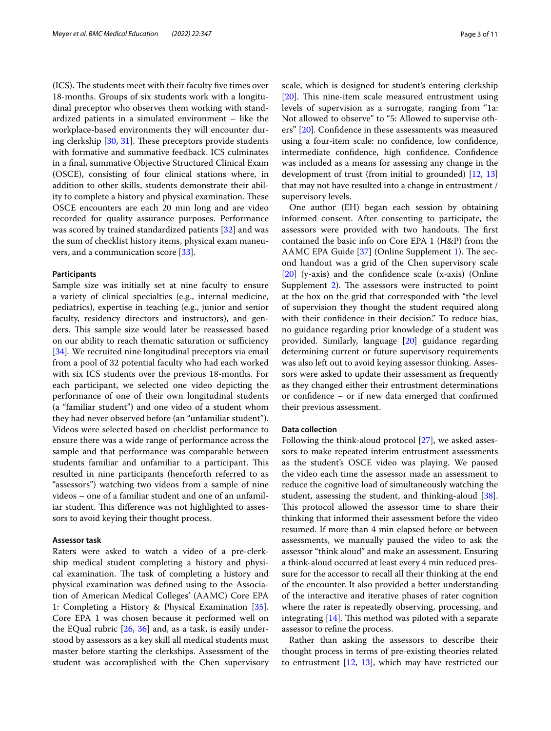(ICS). The students meet with their faculty five times over 18-months. Groups of six students work with a longitudinal preceptor who observes them working with standardized patients in a simulated environment – like the workplace-based environments they will encounter during clerkship [30, 31]. These preceptors provide students with formative and summative feedback. ICS culminates in a final, summative Objective Structured Clinical Exam (OSCE), consisting of four clinical stations where, in addition to other skills, students demonstrate their ability to complete a history and physical examination. These OSCE encounters are each 20 min long and are video recorded for quality assurance purposes. Performance was scored by trained standardized patients [32] and was the sum of checklist history items, physical exam maneuvers, and a communication score [33].

#### Participants

Sample size was initially set at nine faculty to ensure a variety of clinical specialties (e.g., internal medicine, pediatrics), expertise in teaching (e.g., junior and senior faculty, residency directors and instructors), and genders. This sample size would later be reassessed based on our ability to reach thematic saturation or sufficiency [34]. We recruited nine longitudinal preceptors via email from a pool of 32 potential faculty who had each worked with six ICS students over the previous 18-months. For each participant, we selected one video depicting the performance of one of their own longitudinal students (a "familiar student") and one video of a student whom they had never observed before (an "unfamiliar student"). Videos were selected based on checklist performance to ensure there was a wide range of performance across the sample and that performance was comparable between students familiar and unfamiliar to a participant. This resulted in nine participants (henceforth referred to as "assessors") watching two videos from a sample of nine videos – one of a familiar student and one of an unfamiliar student. This difference was not highlighted to assessors to avoid keying their thought process.

#### Assessor task

Raters were asked to watch a video of a pre-clerkship medical student completing a history and physical examination. The task of completing a history and physical examination was defined using to the Association of American Medical Colleges' (AAMC) Core EPA 1: Completing a History & Physical Examination [35]. Core EPA 1 was chosen because it performed well on the EQual rubric [26, 36] and, as a task, is easily understood by assessors as a key skill all medical students must master before starting the clerkships. Assessment of the student was accomplished with the Chen supervisory scale, which is designed for student's entering clerkship [20]. This nine-item scale measured entrustment using levels of supervision as a surrogate, ranging from "1a: Not allowed to observe" to "5: Allowed to supervise others" [20]. Confidence in these assessments was measured using a four-item scale: no confidence, low confidence, intermediate confidence, high confidence. Confidence was included as a means for assessing any change in the development of trust (from initial to grounded) [12, 13] that may not have resulted into a change in entrustment / supervisory levels.

One author (EH) began each session by obtaining informed consent. After consenting to participate, the assessors were provided with two handouts. The first contained the basic info on Core EPA 1 (H&P) from the AAMC EPA Guide [37] (Online Supplement 1). The second handout was a grid of the Chen supervisory scale [20] (y-axis) and the confidence scale (x-axis) (Online Supplement 2). The assessors were instructed to point at the box on the grid that corresponded with "the level of supervision they thought the student required along with their confidence in their decision." To reduce bias, no guidance regarding prior knowledge of a student was provided. Similarly, language [20] guidance regarding determining current or future supervisory requirements was also left out to avoid keying assessor thinking. Assessors were asked to update their assessment as frequently as they changed either their entrustment determinations or confidence – or if new data emerged that confirmed their previous assessment.

#### Data collection

Following the think-aloud protocol [27], we asked assessors to make repeated interim entrustment assessments as the student's OSCE video was playing. We paused the video each time the assessor made an assessment to reduce the cognitive load of simultaneously watching the student, assessing the student, and thinking-aloud [38]. This protocol allowed the assessor time to share their thinking that informed their assessment before the video resumed. If more than 4 min elapsed before or between assessments, we manually paused the video to ask the assessor "think aloud" and make an assessment. Ensuring a think-aloud occurred at least every 4 min reduced pressure for the accessor to recall all their thinking at the end of the encounter. It also provided a better understanding of the interactive and iterative phases of rater cognition where the rater is repeatedly observing, processing, and integrating [14]. This method was piloted with a separate assessor to refine the process.

Rather than asking the assessors to describe their thought process in terms of pre-existing theories related to entrustment [12, 13], which may have restricted our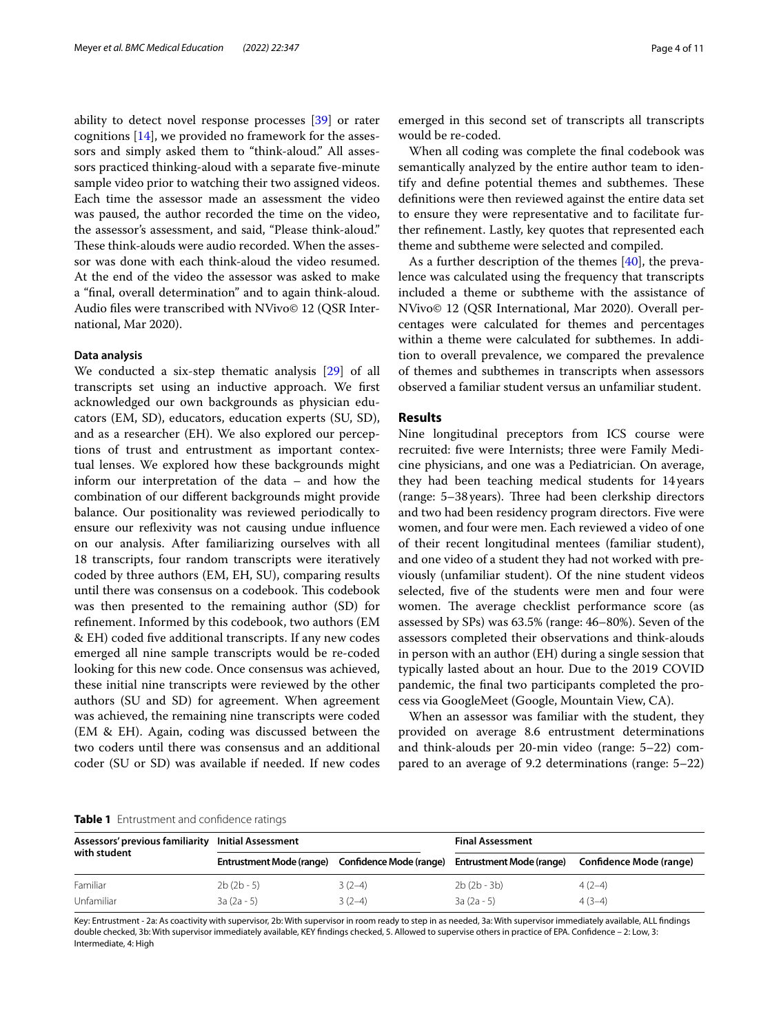ability to detect novel response processes [39] or rater cognitions [14], we provided no framework for the assessors and simply asked them to "think-aloud." All assessors practiced thinking-aloud with a separate five-minute sample video prior to watching their two assigned videos. Each time the assessor made an assessment the video was paused, the author recorded the time on the video, the assessor's assessment, and said, "Please think-aloud." These think-alouds were audio recorded. When the assessor was done with each think-aloud the video resumed. At the end of the video the assessor was asked to make a "final, overall determination" and to again think-aloud. Audio files were transcribed with NVivo© 12 (QSR International, Mar 2020).

### Data analysis

We conducted a six-step thematic analysis [29] of all transcripts set using an inductive approach. We first acknowledged our own backgrounds as physician educators (EM, SD), educators, education experts (SU, SD), and as a researcher (EH). We also explored our perceptions of trust and entrustment as important contextual lenses. We explored how these backgrounds might inform our interpretation of the data – and how the combination of our different backgrounds might provide balance. Our positionality was reviewed periodically to ensure our reflexivity was not causing undue influence on our analysis. After familiarizing ourselves with all 18 transcripts, four random transcripts were iteratively coded by three authors (EM, EH, SU), comparing results until there was consensus on a codebook. This codebook was then presented to the remaining author (SD) for refinement. Informed by this codebook, two authors (EM & EH) coded five additional transcripts. If any new codes emerged all nine sample transcripts would be re-coded looking for this new code. Once consensus was achieved, these initial nine transcripts were reviewed by the other authors (SU and SD) for agreement. When agreement was achieved, the remaining nine transcripts were coded (EM & EH). Again, coding was discussed between the two coders until there was consensus and an additional coder (SU or SD) was available if needed. If new codes emerged in this second set of transcripts all transcripts would be re-coded.

When all coding was complete the final codebook was semantically analyzed by the entire author team to identify and define potential themes and subthemes. These definitions were then reviewed against the entire data set to ensure they were representative and to facilitate further refinement. Lastly, key quotes that represented each theme and subtheme were selected and compiled.

As a further description of the themes [40], the prevalence was calculated using the frequency that transcripts included a theme or subtheme with the assistance of NVivo© 12 (QSR International, Mar 2020). Overall percentages were calculated for themes and percentages within a theme were calculated for subthemes. In addition to overall prevalence, we compared the prevalence of themes and subthemes in transcripts when assessors observed a familiar student versus an unfamiliar student.

## Results

Nine longitudinal preceptors from ICS course were recruited: five were Internists; three were Family Medicine physicians, and one was a Pediatrician. On average, they had been teaching medical students for 14 years (range: 5–38 years). Three had been clerkship directors and two had been residency program directors. Five were women, and four were men. Each reviewed a video of one of their recent longitudinal mentees (familiar student), and one video of a student they had not worked with previously (unfamiliar student). Of the nine student videos selected, five of the students were men and four were women. The average checklist performance score (as assessed by SPs) was 63.5% (range: 46–80%). Seven of the assessors completed their observations and think-alouds in person with an author (EH) during a single session that typically lasted about an hour. Due to the 2019 COVID pandemic, the final two participants completed the process via GoogleMeet (Google, Mountain View, CA).

When an assessor was familiar with the student, they provided on average 8.6 entrustment determinations and think-alouds per 20-min video (range: 5–22) compared to an average of 9.2 determinations (range: 5–22)

**Table 1** Entrustment and confidence ratings

| Assessors' previous familiarity with student | Initial Assessment | | Final Assessment | |
|---|---|---|---|---|
| | Entrustment Mode (range) | Confidence Mode (range) | Entrustment Mode (range) | Confidence Mode (range) |
| Familiar | 2b (2b - 5) | 3 (2–4) | 2b (2b - 3b) | 4 (2–4) |
| Unfamiliar | 3a (2a - 5) | 3 (2–4) | 3a (2a - 5) | 4 (3–4) |

Key: Entrustment - 2a: As coactivity with supervisor, 2b: With supervisor in room ready to step in as needed, 3a: With supervisor immediately available, ALL findings double checked, 3b: With supervisor immediately available, KEY findings checked, 5. Allowed to supervise others in practice of EPA. Confidence – 2: Low, 3: Intermediate, 4: High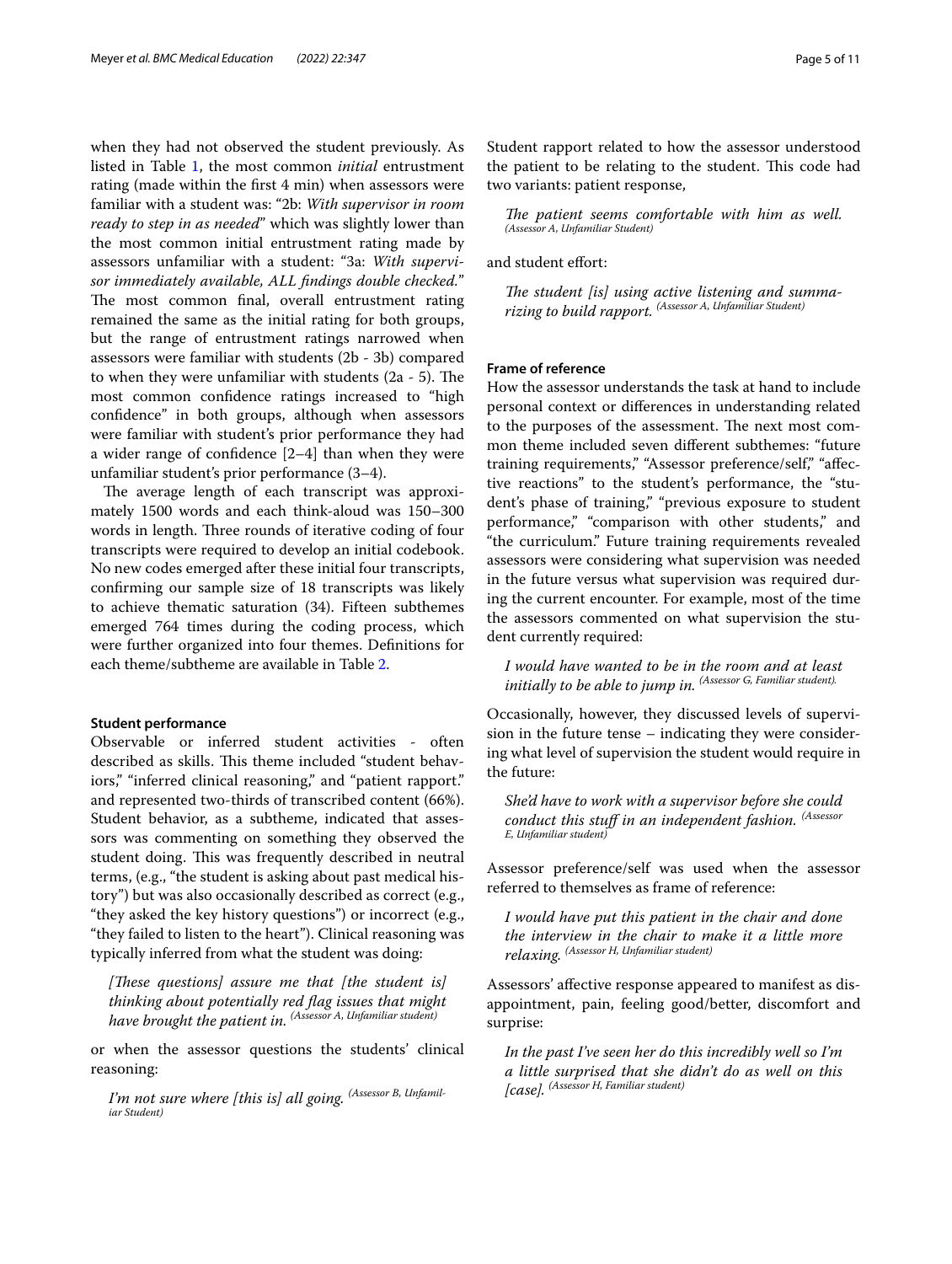when they had not observed the student previously. As listed in Table 1, the most common *initial* entrustment rating (made within the first 4 min) when assessors were familiar with a student was: "2b: *With supervisor in room ready to step in as needed*" which was slightly lower than the most common initial entrustment rating made by assessors unfamiliar with a student: "3a: *With supervisor immediately available, ALL findings double checked.*" The most common final, overall entrustment rating remained the same as the initial rating for both groups, but the range of entrustment ratings narrowed when assessors were familiar with students (2b - 3b) compared to when they were unfamiliar with students (2a - 5). The most common confidence ratings increased to "high confidence" in both groups, although when assessors were familiar with student's prior performance they had a wider range of confidence [2–4] than when they were unfamiliar student's prior performance (3–4).

The average length of each transcript was approximately 1500 words and each think-aloud was 150–300 words in length. Three rounds of iterative coding of four transcripts were required to develop an initial codebook. No new codes emerged after these initial four transcripts, confirming our sample size of 18 transcripts was likely to achieve thematic saturation (34). Fifteen subthemes emerged 764 times during the coding process, which were further organized into four themes. Definitions for each theme/subtheme are available in Table 2.

#### Student performance

Observable or inferred student activities - often described as skills. This theme included "student behaviors," "inferred clinical reasoning," and "patient rapport." and represented two-thirds of transcribed content (66%). Student behavior, as a subtheme, indicated that assessors was commenting on something they observed the student doing. This was frequently described in neutral terms, (e.g., "the student is asking about past medical history") but was also occasionally described as correct (e.g., "they asked the key history questions") or incorrect (e.g., "they failed to listen to the heart"). Clinical reasoning was typically inferred from what the student was doing:

> *[These questions] assure me that [the student is] thinking about potentially red flag issues that might have brought the patient in.* *(Assessor A, Unfamiliar student)*

or when the assessor questions the students' clinical reasoning:

> *I'm not sure where [this is] all going.* *(Assessor B, Unfamiliar Student)*

Student rapport related to how the assessor understood the patient to be relating to the student. This code had two variants: patient response,

> *The patient seems comfortable with him as well.* *(Assessor A, Unfamiliar Student)*

and student effort:

> *The student [is] using active listening and summarizing to build rapport.* *(Assessor A, Unfamiliar Student)*

#### Frame of reference

How the assessor understands the task at hand to include personal context or differences in understanding related to the purposes of the assessment. The next most common theme included seven different subthemes: "future training requirements," "Assessor preference/self," "affective reactions" to the student's performance, the "student's phase of training," "previous exposure to student performance," "comparison with other students," and "the curriculum." Future training requirements revealed assessors were considering what supervision was needed in the future versus what supervision was required during the current encounter. For example, most of the time the assessors commented on what supervision the student currently required:

> *I would have wanted to be in the room and at least initially to be able to jump in.* *(Assessor G, Familiar student).*

Occasionally, however, they discussed levels of supervision in the future tense – indicating they were considering what level of supervision the student would require in the future:

> *She'd have to work with a supervisor before she could conduct this stuff in an independent fashion.* *(Assessor E, Unfamiliar student)*

Assessor preference/self was used when the assessor referred to themselves as frame of reference:

> *I would have put this patient in the chair and done the interview in the chair to make it a little more relaxing.* *(Assessor H, Unfamiliar student)*

Assessors' affective response appeared to manifest as disappointment, pain, feeling good/better, discomfort and surprise:

> *In the past I've seen her do this incredibly well so I'm a little surprised that she didn't do as well on this [case].* *(Assessor H, Familiar student)*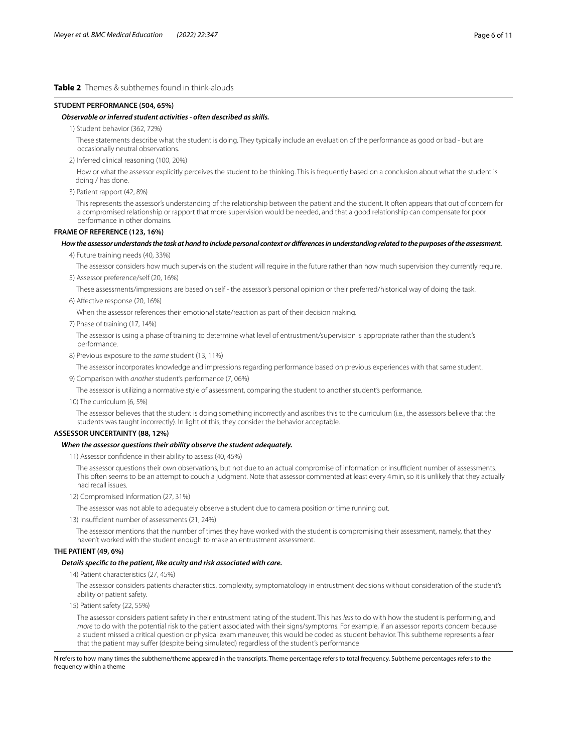**Table 2** Themes & subthemes found in think-alouds

**STUDENT PERFORMANCE (504, 65%)**

***Observable or inferred student activities - often described as skills.***

1) Student behavior (362, 72%)

These statements describe what the student is doing. They typically include an evaluation of the performance as good or bad - but are occasionally neutral observations.

2) Inferred clinical reasoning (100, 20%)

How or what the assessor explicitly perceives the student to be thinking. This is frequently based on a conclusion about what the student is doing / has done.

3) Patient rapport (42, 8%)

This represents the assessor's understanding of the relationship between the patient and the student. It often appears that out of concern for a compromised relationship or rapport that more supervision would be needed, and that a good relationship can compensate for poor performance in other domains.

**FRAME OF REFERENCE (123, 16%)**

***How the assessor understands the task at hand to include personal context or differences in understanding related to the purposes of the assessment.***

4) Future training needs (40, 33%)

The assessor considers how much supervision the student will require in the future rather than how much supervision they currently require.

5) Assessor preference/self (20, 16%)

These assessments/impressions are based on self - the assessor's personal opinion or their preferred/historical way of doing the task.

6) Affective response (20, 16%)

When the assessor references their emotional state/reaction as part of their decision making.

7) Phase of training (17, 14%)

The assessor is using a phase of training to determine what level of entrustment/supervision is appropriate rather than the student's performance.

8) Previous exposure to the *same* student (13, 11%)

The assessor incorporates knowledge and impressions regarding performance based on previous experiences with that same student.

9) Comparison with *another* student's performance (7, 06%)

The assessor is utilizing a normative style of assessment, comparing the student to another student's performance.

10) The curriculum (6, 5%)

The assessor believes that the student is doing something incorrectly and ascribes this to the curriculum (i.e., the assessors believe that the students was taught incorrectly). In light of this, they consider the behavior acceptable.

**ASSESSOR UNCERTAINTY (88, 12%)**

***When the assessor questions their ability observe the student adequately.***

11) Assessor confidence in their ability to assess (40, 45%)

The assessor questions their own observations, but not due to an actual compromise of information or insufficient number of assessments. This often seems to be an attempt to couch a judgment. Note that assessor commented at least every 4 min, so it is unlikely that they actually had recall issues.

12) Compromised Information (27, 31%)

The assessor was not able to adequately observe a student due to camera position or time running out.

13) Insufficient number of assessments (21, 24%)

The assessor mentions that the number of times they have worked with the student is compromising their assessment, namely, that they haven't worked with the student enough to make an entrustment assessment.

**THE PATIENT (49, 6%)**

***Details specific to the patient, like acuity and risk associated with care.***

14) Patient characteristics (27, 45%)

The assessor considers patients characteristics, complexity, symptomatology in entrustment decisions without consideration of the student's ability or patient safety.

15) Patient safety (22, 55%)

The assessor considers patient safety in their entrustment rating of the student. This has *less* to do with how the student is performing, and *more* to do with the potential risk to the patient associated with their signs/symptoms. For example, if an assessor reports concern because a student missed a critical question or physical exam maneuver, this would be coded as student behavior. This subtheme represents a fear that the patient may suffer (despite being simulated) regardless of the student's performance

N refers to how many times the subtheme/theme appeared in the transcripts. Theme percentage refers to total frequency. Subtheme percentages refers to the frequency within a theme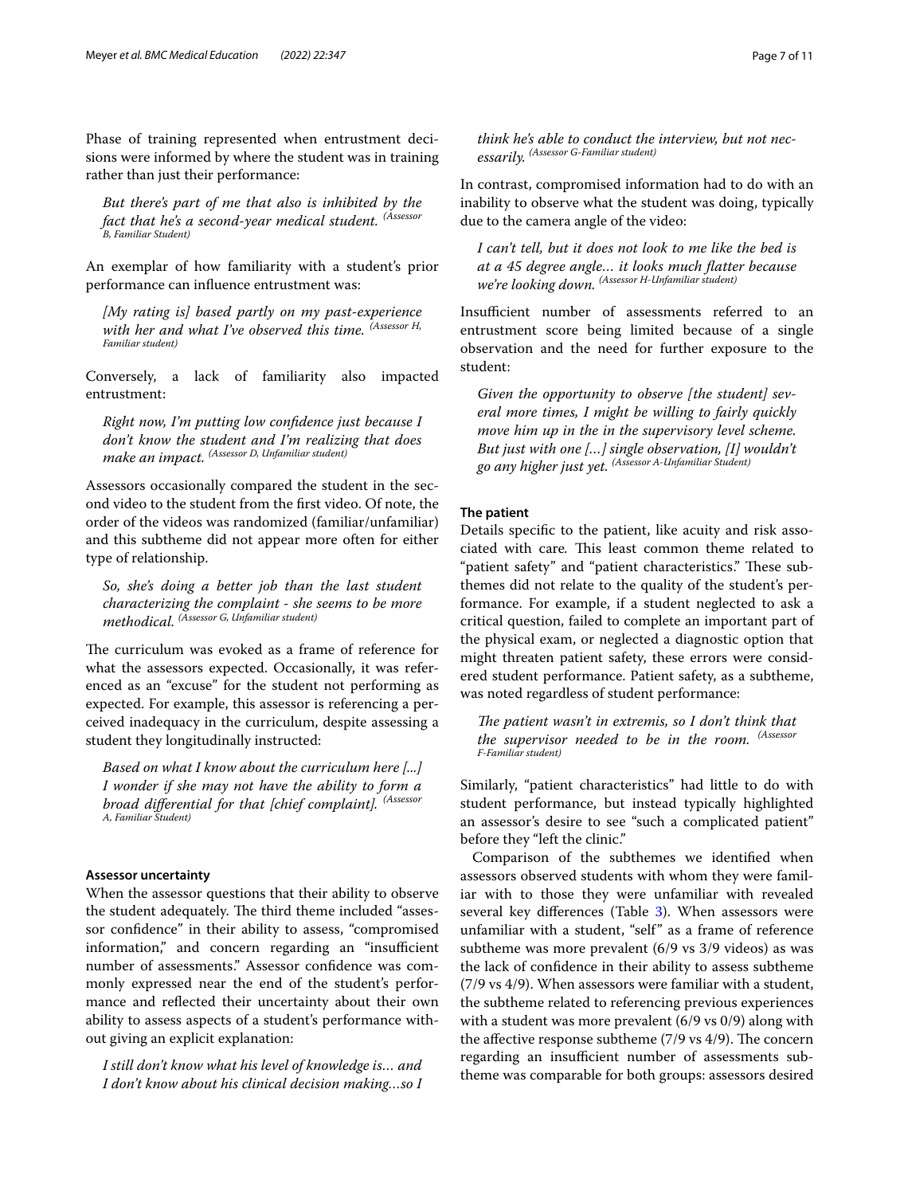Phase of training represented when entrustment decisions were informed by where the student was in training rather than just their performance:

> *But there's part of me that also is inhibited by the fact that he's a second-year medical student.* (Assessor B, Familiar Student)

An exemplar of how familiarity with a student's prior performance can influence entrustment was:

> *[My rating is] based partly on my past-experience with her and what I've observed this time.* (Assessor H, Familiar student)

Conversely, a lack of familiarity also impacted entrustment:

> *Right now, I'm putting low confidence just because I don't know the student and I'm realizing that does make an impact.* (Assessor D, Unfamiliar student)

Assessors occasionally compared the student in the second video to the student from the first video. Of note, the order of the videos was randomized (familiar/unfamiliar) and this subtheme did not appear more often for either type of relationship.

> *So, she's doing a better job than the last student characterizing the complaint - she seems to be more methodical.* (Assessor G, Unfamiliar student)

The curriculum was evoked as a frame of reference for what the assessors expected. Occasionally, it was referenced as an "excuse" for the student not performing as expected. For example, this assessor is referencing a perceived inadequacy in the curriculum, despite assessing a student they longitudinally instructed:

> *Based on what I know about the curriculum here [...] I wonder if she may not have the ability to form a broad differential for that [chief complaint].* (Assessor A, Familiar Student)

#### Assessor uncertainty

When the assessor questions that their ability to observe the student adequately. The third theme included "assessor confidence" in their ability to assess, "compromised information," and concern regarding an "insufficient number of assessments." Assessor confidence was commonly expressed near the end of the student's performance and reflected their uncertainty about their own ability to assess aspects of a student's performance without giving an explicit explanation:

> *I still don't know what his level of knowledge is… and I don't know about his clinical decision making…so I think he's able to conduct the interview, but not necessarily.* (Assessor G-Familiar student)

In contrast, compromised information had to do with an inability to observe what the student was doing, typically due to the camera angle of the video:

> *I can't tell, but it does not look to me like the bed is at a 45 degree angle… it looks much flatter because we're looking down.* (Assessor H-Unfamiliar student)

Insufficient number of assessments referred to an entrustment score being limited because of a single observation and the need for further exposure to the student:

> *Given the opportunity to observe [the student] several more times, I might be willing to fairly quickly move him up in the in the supervisory level scheme. But just with one […] single observation, [I] wouldn't go any higher just yet.* (Assessor A-Unfamiliar Student)

#### The patient

Details specific to the patient, like acuity and risk associated with care. This least common theme related to "patient safety" and "patient characteristics." These subthemes did not relate to the quality of the student's performance. For example, if a student neglected to ask a critical question, failed to complete an important part of the physical exam, or neglected a diagnostic option that might threaten patient safety, these errors were considered student performance. Patient safety, as a subtheme, was noted regardless of student performance:

> *The patient wasn't in extremis, so I don't think that the supervisor needed to be in the room.* (Assessor F-Familiar student)

Similarly, "patient characteristics" had little to do with student performance, but instead typically highlighted an assessor's desire to see "such a complicated patient" before they "left the clinic."

Comparison of the subthemes we identified when assessors observed students with whom they were familiar with to those they were unfamiliar with revealed several key differences (Table 3). When assessors were unfamiliar with a student, "self" as a frame of reference subtheme was more prevalent (6/9 vs 3/9 videos) as was the lack of confidence in their ability to assess subtheme (7/9 vs 4/9). When assessors were familiar with a student, the subtheme related to referencing previous experiences with a student was more prevalent (6/9 vs 0/9) along with the affective response subtheme (7/9 vs 4/9). The concern regarding an insufficient number of assessments subtheme was comparable for both groups: assessors desired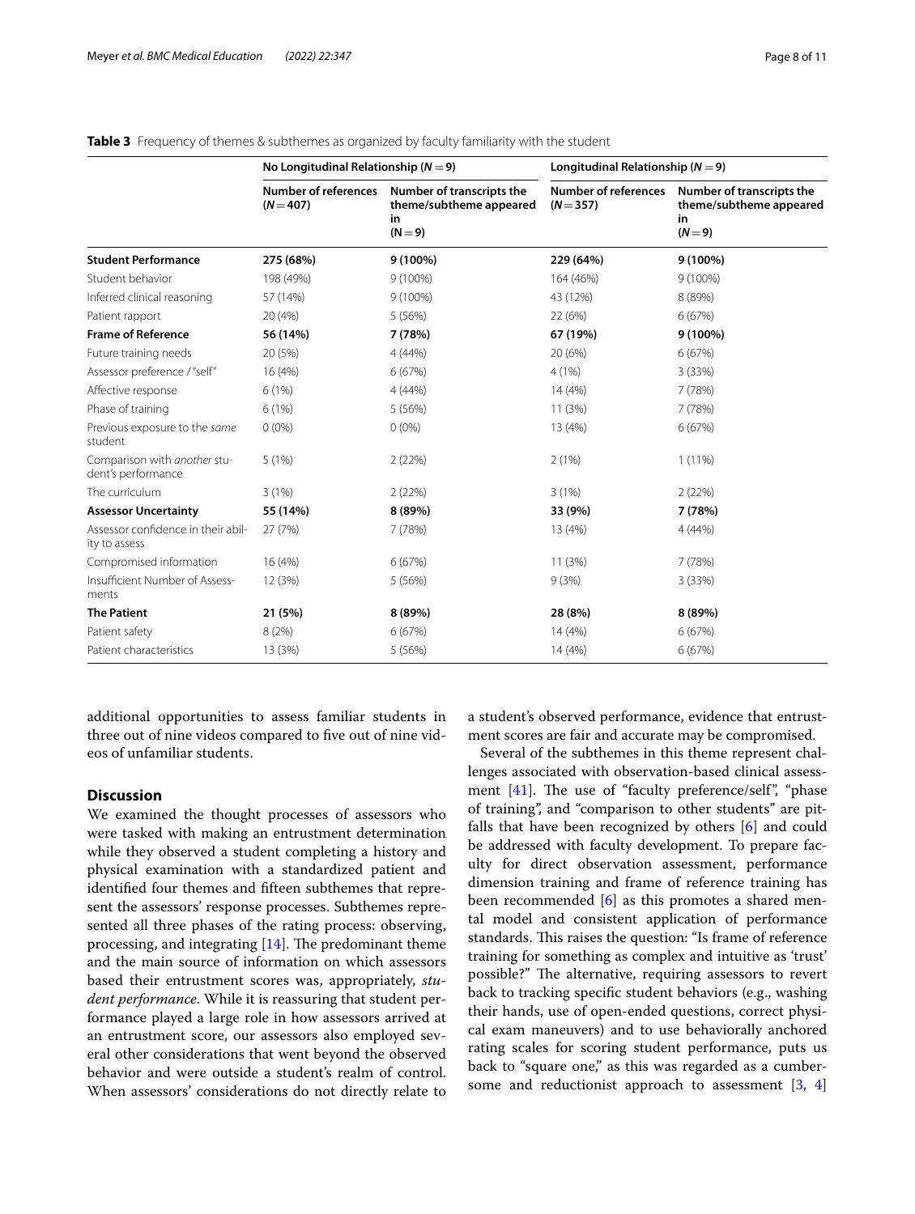**Table 3** Frequency of themes & subthemes as organized by faculty familiarity with the student

| | No Longitudinal Relationship (*N* = 9) | | Longitudinal Relationship (*N* = 9) | |
|---|---|---|---|---|
| | Number of references (*N* = 407) | Number of transcripts the theme/subtheme appeared in (N = 9) | Number of references (*N* = 357) | Number of transcripts the theme/subtheme appeared in (*N* = 9) |
| **Student Performance** | **275 (68%)** | **9 (100%)** | **229 (64%)** | **9 (100%)** |
| Student behavior | 198 (49%) | 9 (100%) | 164 (46%) | 9 (100%) |
| Inferred clinical reasoning | 57 (14%) | 9 (100%) | 43 (12%) | 8 (89%) |
| Patient rapport | 20 (4%) | 5 (56%) | 22 (6%) | 6 (67%) |
| **Frame of Reference** | **56 (14%)** | **7 (78%)** | **67 (19%)** | **9 (100%)** |
| Future training needs | 20 (5%) | 4 (44%) | 20 (6%) | 6 (67%) |
| Assessor preference / "self" | 16 (4%) | 6 (67%) | 4 (1%) | 3 (33%) |
| Affective response | 6 (1%) | 4 (44%) | 14 (4%) | 7 (78%) |
| Phase of training | 6 (1%) | 5 (56%) | 11 (3%) | 7 (78%) |
| Previous exposure to the *same* student | 0 (0%) | 0 (0%) | 13 (4%) | 6 (67%) |
| Comparison with *another* student's performance | 5 (1%) | 2 (22%) | 2 (1%) | 1 (11%) |
| The curriculum | 3 (1%) | 2 (22%) | 3 (1%) | 2 (22%) |
| **Assessor Uncertainty** | **55 (14%)** | **8 (89%)** | **33 (9%)** | **7 (78%)** |
| Assessor confidence in their ability to assess | 27 (7%) | 7 (78%) | 13 (4%) | 4 (44%) |
| Compromised information | 16 (4%) | 6 (67%) | 11 (3%) | 7 (78%) |
| Insufficient Number of Assessments | 12 (3%) | 5 (56%) | 9 (3%) | 3 (33%) |
| **The Patient** | **21 (5%)** | **8 (89%)** | **28 (8%)** | **8 (89%)** |
| Patient safety | 8 (2%) | 6 (67%) | 14 (4%) | 6 (67%) |
| Patient characteristics | 13 (3%) | 5 (56%) | 14 (4%) | 6 (67%) |

additional opportunities to assess familiar students in three out of nine videos compared to five out of nine videos of unfamiliar students.

## Discussion

We examined the thought processes of assessors who were tasked with making an entrustment determination while they observed a student completing a history and physical examination with a standardized patient and identified four themes and fifteen subthemes that represent the assessors' response processes. Subthemes represented all three phases of the rating process: observing, processing, and integrating [14]. The predominant theme and the main source of information on which assessors based their entrustment scores was, appropriately, *student performance*. While it is reassuring that student performance played a large role in how assessors arrived at an entrustment score, our assessors also employed several other considerations that went beyond the observed behavior and were outside a student's realm of control. When assessors' considerations do not directly relate to a student's observed performance, evidence that entrustment scores are fair and accurate may be compromised.

Several of the subthemes in this theme represent challenges associated with observation-based clinical assessment [41]. The use of "faculty preference/self", "phase of training", and "comparison to other students" are pitfalls that have been recognized by others [6] and could be addressed with faculty development. To prepare faculty for direct observation assessment, performance dimension training and frame of reference training has been recommended [6] as this promotes a shared mental model and consistent application of performance standards. This raises the question: "Is frame of reference training for something as complex and intuitive as 'trust' possible?" The alternative, requiring assessors to revert back to tracking specific student behaviors (e.g., washing their hands, use of open-ended questions, correct physical exam maneuvers) and to use behaviorally anchored rating scales for scoring student performance, puts us back to "square one," as this was regarded as a cumbersome and reductionist approach to assessment [3, 4]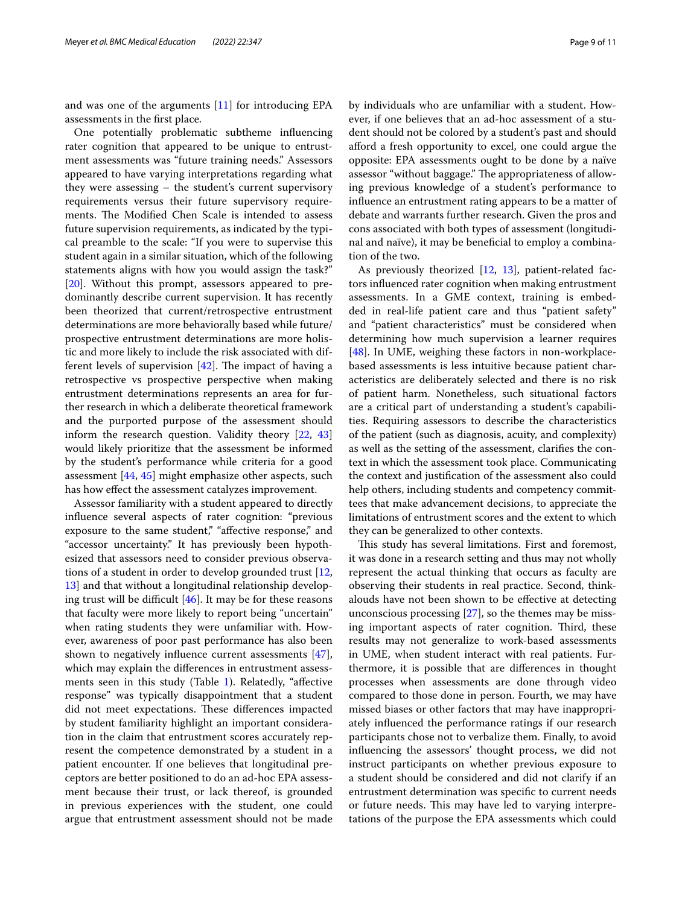and was one of the arguments [11] for introducing EPA assessments in the first place.

One potentially problematic subtheme influencing rater cognition that appeared to be unique to entrustment assessments was "future training needs." Assessors appeared to have varying interpretations regarding what they were assessing – the student's current supervisory requirements versus their future supervisory requirements. The Modified Chen Scale is intended to assess future supervision requirements, as indicated by the typical preamble to the scale: "If you were to supervise this student again in a similar situation, which of the following statements aligns with how you would assign the task?" [20]. Without this prompt, assessors appeared to predominantly describe current supervision. It has recently been theorized that current/retrospective entrustment determinations are more behaviorally based while future/prospective entrustment determinations are more holistic and more likely to include the risk associated with different levels of supervision [42]. The impact of having a retrospective vs prospective perspective when making entrustment determinations represents an area for further research in which a deliberate theoretical framework and the purported purpose of the assessment should inform the research question. Validity theory [22, 43] would likely prioritize that the assessment be informed by the student's performance while criteria for a good assessment [44, 45] might emphasize other aspects, such has how effect the assessment catalyzes improvement.

Assessor familiarity with a student appeared to directly influence several aspects of rater cognition: "previous exposure to the same student," "affective response," and "accessor uncertainty." It has previously been hypothesized that assessors need to consider previous observations of a student in order to develop grounded trust [12, 13] and that without a longitudinal relationship developing trust will be difficult [46]. It may be for these reasons that faculty were more likely to report being "uncertain" when rating students they were unfamiliar with. However, awareness of poor past performance has also been shown to negatively influence current assessments [47], which may explain the differences in entrustment assessments seen in this study (Table 1). Relatedly, "affective response" was typically disappointment that a student did not meet expectations. These differences impacted by student familiarity highlight an important consideration in the claim that entrustment scores accurately represent the competence demonstrated by a student in a patient encounter. If one believes that longitudinal preceptors are better positioned to do an ad-hoc EPA assessment because their trust, or lack thereof, is grounded in previous experiences with the student, one could argue that entrustment assessment should not be made by individuals who are unfamiliar with a student. However, if one believes that an ad-hoc assessment of a student should not be colored by a student's past and should afford a fresh opportunity to excel, one could argue the opposite: EPA assessments ought to be done by a naïve assessor "without baggage." The appropriateness of allowing previous knowledge of a student's performance to influence an entrustment rating appears to be a matter of debate and warrants further research. Given the pros and cons associated with both types of assessment (longitudinal and naïve), it may be beneficial to employ a combination of the two.

As previously theorized [12, 13], patient-related factors influenced rater cognition when making entrustment assessments. In a GME context, training is embedded in real-life patient care and thus "patient safety" and "patient characteristics" must be considered when determining how much supervision a learner requires [48]. In UME, weighing these factors in non-workplace-based assessments is less intuitive because patient characteristics are deliberately selected and there is no risk of patient harm. Nonetheless, such situational factors are a critical part of understanding a student's capabilities. Requiring assessors to describe the characteristics of the patient (such as diagnosis, acuity, and complexity) as well as the setting of the assessment, clarifies the context in which the assessment took place. Communicating the context and justification of the assessment also could help others, including students and competency committees that make advancement decisions, to appreciate the limitations of entrustment scores and the extent to which they can be generalized to other contexts.

This study has several limitations. First and foremost, it was done in a research setting and thus may not wholly represent the actual thinking that occurs as faculty are observing their students in real practice. Second, think-alouds have not been shown to be effective at detecting unconscious processing [27], so the themes may be missing important aspects of rater cognition. Third, these results may not generalize to work-based assessments in UME, when student interact with real patients. Furthermore, it is possible that are differences in thought processes when assessments are done through video compared to those done in person. Fourth, we may have missed biases or other factors that may have inappropriately influenced the performance ratings if our research participants chose not to verbalize them. Finally, to avoid influencing the assessors' thought process, we did not instruct participants on whether previous exposure to a student should be considered and did not clarify if an entrustment determination was specific to current needs or future needs. This may have led to varying interpretations of the purpose the EPA assessments which could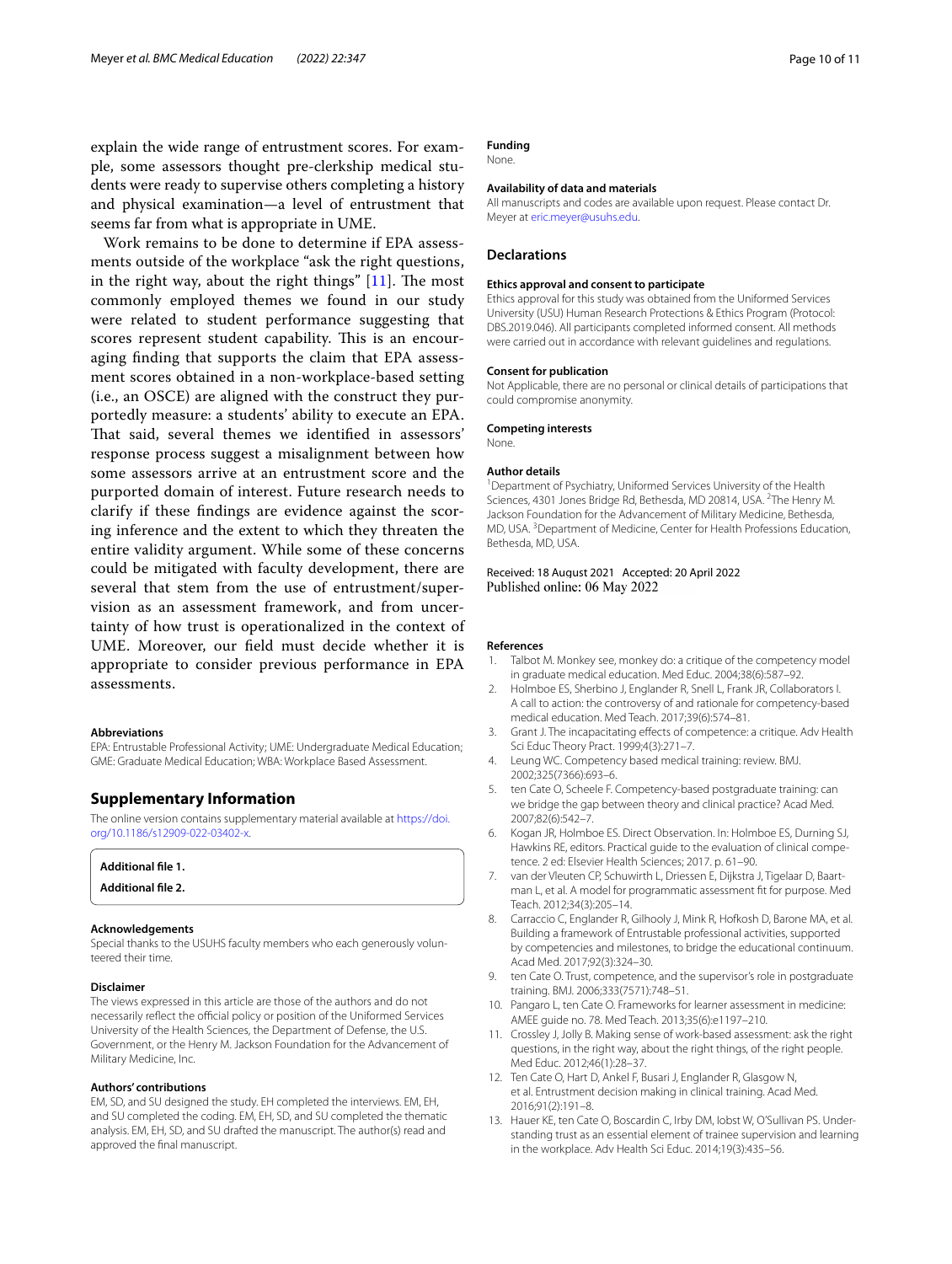explain the wide range of entrustment scores. For example, some assessors thought pre-clerkship medical students were ready to supervise others completing a history and physical examination—a level of entrustment that seems far from what is appropriate in UME.

Work remains to be done to determine if EPA assessments outside of the workplace "ask the right questions, in the right way, about the right things" [11]. The most commonly employed themes we found in our study were related to student performance suggesting that scores represent student capability. This is an encouraging finding that supports the claim that EPA assessment scores obtained in a non-workplace-based setting (i.e., an OSCE) are aligned with the construct they purportedly measure: a students' ability to execute an EPA. That said, several themes we identified in assessors' response process suggest a misalignment between how some assessors arrive at an entrustment score and the purported domain of interest. Future research needs to clarify if these findings are evidence against the scoring inference and the extent to which they threaten the entire validity argument. While some of these concerns could be mitigated with faculty development, there are several that stem from the use of entrustment/supervision as an assessment framework, and from uncertainty of how trust is operationalized in the context of UME. Moreover, our field must decide whether it is appropriate to consider previous performance in EPA assessments.

#### Abbreviations

EPA: Entrustable Professional Activity; UME: Undergraduate Medical Education; GME: Graduate Medical Education; WBA: Workplace Based Assessment.

## Supplementary Information

The online version contains supplementary material available at https://doi.org/10.1186/s12909-022-03402-x.

**Additional file 1.**

**Additional file 2.**

#### Acknowledgements

Special thanks to the USUHS faculty members who each generously volunteered their time.

#### Disclaimer

The views expressed in this article are those of the authors and do not necessarily reflect the official policy or position of the Uniformed Services University of the Health Sciences, the Department of Defense, the U.S. Government, or the Henry M. Jackson Foundation for the Advancement of Military Medicine, Inc.

#### Authors' contributions

EM, SD, and SU designed the study. EH completed the interviews. EM, EH, and SU completed the coding. EM, EH, SD, and SU completed the thematic analysis. EM, EH, SD, and SU drafted the manuscript. The author(s) read and approved the final manuscript.

#### Funding

None.

#### Availability of data and materials

All manuscripts and codes are available upon request. Please contact Dr. Meyer at eric.meyer@usuhs.edu.

## Declarations

#### Ethics approval and consent to participate

Ethics approval for this study was obtained from the Uniformed Services University (USU) Human Research Protections & Ethics Program (Protocol: DBS.2019.046). All participants completed informed consent. All methods were carried out in accordance with relevant guidelines and regulations.

#### Consent for publication

Not Applicable, there are no personal or clinical details of participations that could compromise anonymity.

#### Competing interests

None.

#### Author details

[1]Department of Psychiatry, Uniformed Services University of the Health Sciences, 4301 Jones Bridge Rd, Bethesda, MD 20814, USA. [2]The Henry M. Jackson Foundation for the Advancement of Military Medicine, Bethesda, MD, USA. [3]Department of Medicine, Center for Health Professions Education, Bethesda, MD, USA.

Received: 18 August 2021 Accepted: 20 April 2022
Published online: 06 May 2022

#### References

1. Talbot M. Monkey see, monkey do: a critique of the competency model in graduate medical education. Med Educ. 2004;38(6):587–92.
2. Holmboe ES, Sherbino J, Englander R, Snell L, Frank JR, Collaborators I. A call to action: the controversy of and rationale for competency-based medical education. Med Teach. 2017;39(6):574–81.
3. Grant J. The incapacitating effects of competence: a critique. Adv Health Sci Educ Theory Pract. 1999;4(3):271–7.
4. Leung WC. Competency based medical training: review. BMJ. 2002;325(7366):693–6.
5. ten Cate O, Scheele F. Competency-based postgraduate training: can we bridge the gap between theory and clinical practice? Acad Med. 2007;82(6):542–7.
6. Kogan JR, Holmboe ES. Direct Observation. In: Holmboe ES, Durning SJ, Hawkins RE, editors. Practical guide to the evaluation of clinical competence. 2 ed: Elsevier Health Sciences; 2017. p. 61–90.
7. van der Vleuten CP, Schuwirth L, Driessen E, Dijkstra J, Tigelaar D, Baartman L, et al. A model for programmatic assessment fit for purpose. Med Teach. 2012;34(3):205–14.
8. Carraccio C, Englander R, Gilhooly J, Mink R, Hofkosh D, Barone MA, et al. Building a framework of Entrustable professional activities, supported by competencies and milestones, to bridge the educational continuum. Acad Med. 2017;92(3):324–30.
9. ten Cate O. Trust, competence, and the supervisor's role in postgraduate training. BMJ. 2006;333(7571):748–51.
10. Pangaro L, ten Cate O. Frameworks for learner assessment in medicine: AMEE guide no. 78. Med Teach. 2013;35(6):e1197–210.
11. Crossley J, Jolly B. Making sense of work-based assessment: ask the right questions, in the right way, about the right things, of the right people. Med Educ. 2012;46(1):28–37.
12. Ten Cate O, Hart D, Ankel F, Busari J, Englander R, Glasgow N, et al. Entrustment decision making in clinical training. Acad Med. 2016;91(2):191–8.
13. Hauer KE, ten Cate O, Boscardin C, Irby DM, Iobst W, O'Sullivan PS. Understanding trust as an essential element of trainee supervision and learning in the workplace. Adv Health Sci Educ. 2014;19(3):435–56.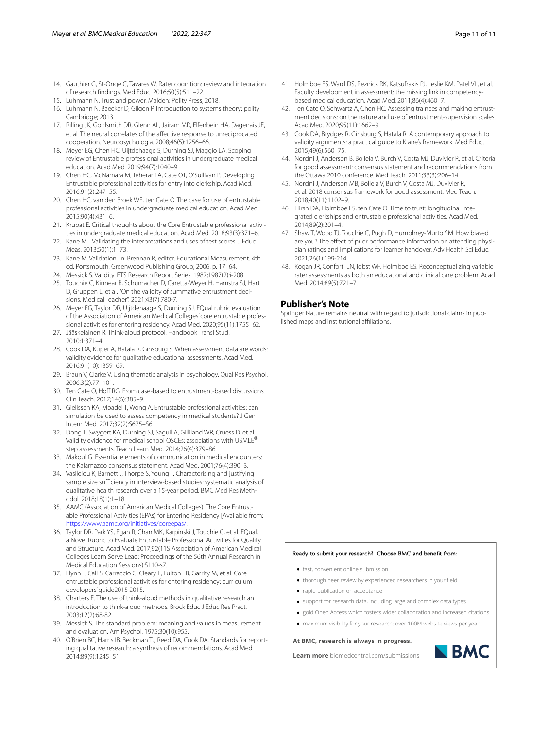14. Gauthier G, St-Onge C, Tavares W. Rater cognition: review and integration of research findings. Med Educ. 2016;50(5):511–22.
15. Luhmann N. Trust and power. Malden: Polity Press; 2018.
16. Luhmann N, Baecker D, Gilgen P. Introduction to systems theory: polity Cambridge; 2013.
17. Rilling JK, Goldsmith DR, Glenn AL, Jairam MR, Elfenbein HA, Dagenais JE, et al. The neural correlates of the affective response to unreciprocated cooperation. Neuropsychologia. 2008;46(5):1256–66.
18. Meyer EG, Chen HC, Uijtdehaage S, Durning SJ, Maggio LA. Scoping review of Entrustable professional activities in undergraduate medical education. Acad Med. 2019;94(7):1040–9.
19. Chen HC, McNamara M, Teherani A, Cate OT, O'Sullivan P. Developing Entrustable professional activities for entry into clerkship. Acad Med. 2016;91(2):247–55.
20. Chen HC, van den Broek WE, ten Cate O. The case for use of entrustable professional activities in undergraduate medical education. Acad Med. 2015;90(4):431–6.
21. Krupat E. Critical thoughts about the Core Entrustable professional activities in undergraduate medical education. Acad Med. 2018;93(3):371–6.
22. Kane MT. Validating the interpretations and uses of test scores. J Educ Meas. 2013;50(1):1–73.
23. Kane M. Validation. In: Brennan R, editor. Educational Measurement. 4th ed. Portsmouth: Greenwood Publishing Group; 2006. p. 17–64.
24. Messick S. Validity. ETS Research Report Series. 1987;1987(2):i-208.
25. Touchie C, Kinnear B, Schumacher D, Caretta-Weyer H, Hamstra SJ, Hart D, Gruppen L, et al. "On the validity of summative entrustment decisions. Medical Teacher". 2021;43(7):780-7.
26. Meyer EG, Taylor DR, Uijtdehaage S, Durning SJ. EQual rubric evaluation of the Association of American Medical Colleges' core entrustable professional activities for entering residency. Acad Med. 2020;95(11):1755–62.
27. Jääskeläinen R. Think-aloud protocol. Handbook Transl Stud. 2010;1:371–4.
28. Cook DA, Kuper A, Hatala R, Ginsburg S. When assessment data are words: validity evidence for qualitative educational assessments. Acad Med. 2016;91(10):1359–69.
29. Braun V, Clarke V. Using thematic analysis in psychology. Qual Res Psychol. 2006;3(2):77–101.
30. Ten Cate O, Hoff RG. From case-based to entrustment-based discussions. Clin Teach. 2017;14(6):385–9.
31. Gielissen KA, Moadel T, Wong A. Entrustable professional activities: can simulation be used to assess competency in medical students? J Gen Intern Med. 2017;32(2):S675–S6.
32. Dong T, Swygert KA, Durning SJ, Saguil A, Gilliland WR, Cruess D, et al. Validity evidence for medical school OSCEs: associations with USMLE® step assessments. Teach Learn Med. 2014;26(4):379–86.
33. Makoul G. Essential elements of communication in medical encounters: the Kalamazoo consensus statement. Acad Med. 2001;76(4):390–3.
34. Vasileiou K, Barnett J, Thorpe S, Young T. Characterising and justifying sample size sufficiency in interview-based studies: systematic analysis of qualitative health research over a 15-year period. BMC Med Res Methodol. 2018;18(1):1–18.
35. AAMC (Association of American Medical Colleges). The Core Entrustable Professional Activities (EPAs) for Entering Residency [Available from: https://www.aamc.org/initiatives/coreepas/.
36. Taylor DR, Park YS, Egan R, Chan MK, Karpinski J, Touchie C, et al. EQual, a Novel Rubric to Evaluate Entrustable Professional Activities for Quality and Structure. Acad Med. 2017;92(11S Association of American Medical Colleges Learn Serve Lead: Proceedings of the 56th Annual Research in Medical Education Sessions):S110-s7.
37. Flynn T, Call S, Carraccio C, Cleary L, Fulton TB, Garrity M, et al. Core entrustable professional activities for entering residency: curriculum developers' guide2015 2015.
38. Charters E. The use of think-aloud methods in qualitative research an introduction to think-aloud methods. Brock Educ J Educ Res Pract. 2003;12(2):68-82.
39. Messick S. The standard problem: meaning and values in measurement and evaluation. Am Psychol. 1975;30(10):955.
40. O'Brien BC, Harris IB, Beckman TJ, Reed DA, Cook DA. Standards for reporting qualitative research: a synthesis of recommendations. Acad Med. 2014;89(9):1245–51.
41. Holmboe ES, Ward DS, Reznick RK, Katsufrakis PJ, Leslie KM, Patel VL, et al. Faculty development in assessment: the missing link in competency-based medical education. Acad Med. 2011;86(4):460–7.
42. Ten Cate O, Schwartz A, Chen HC. Assessing trainees and making entrustment decisions: on the nature and use of entrustment-supervision scales. Acad Med. 2020;95(11):1662–9.
43. Cook DA, Brydges R, Ginsburg S, Hatala R. A contemporary approach to validity arguments: a practical guide to K ane's framework. Med Educ. 2015;49(6):560–75.
44. Norcini J, Anderson B, Bollela V, Burch V, Costa MJ, Duvivier R, et al. Criteria for good assessment: consensus statement and recommendations from the Ottawa 2010 conference. Med Teach. 2011;33(3):206–14.
45. Norcini J, Anderson MB, Bollela V, Burch V, Costa MJ, Duvivier R, et al. 2018 consensus framework for good assessment. Med Teach. 2018;40(11):1102–9.
46. Hirsh DA, Holmboe ES, ten Cate O. Time to trust: longitudinal integrated clerkships and entrustable professional activities. Acad Med. 2014;89(2):201–4.
47. Shaw T, Wood TJ, Touchie C, Pugh D, Humphrey-Murto SM. How biased are you? The effect of prior performance information on attending physician ratings and implications for learner handover. Adv Health Sci Educ. 2021;26(1):199-214.
48. Kogan JR, Conforti LN, Iobst WF, Holmboe ES. Reconceptualizing variable rater assessments as both an educational and clinical care problem. Acad Med. 2014;89(5):721–7.

## Publisher's Note

Springer Nature remains neutral with regard to jurisdictional claims in published maps and institutional affiliations.

Ready to submit your research? Choose BMC and benefit from:

- fast, convenient online submission
- thorough peer review by experienced researchers in your field
- rapid publication on acceptance
- support for research data, including large and complex data types
- gold Open Access which fosters wider collaboration and increased citations
- maximum visibility for your research: over 100M website views per year

**At BMC, research is always in progress.**

**Learn more** biomedcentral.com/submissions

BMC